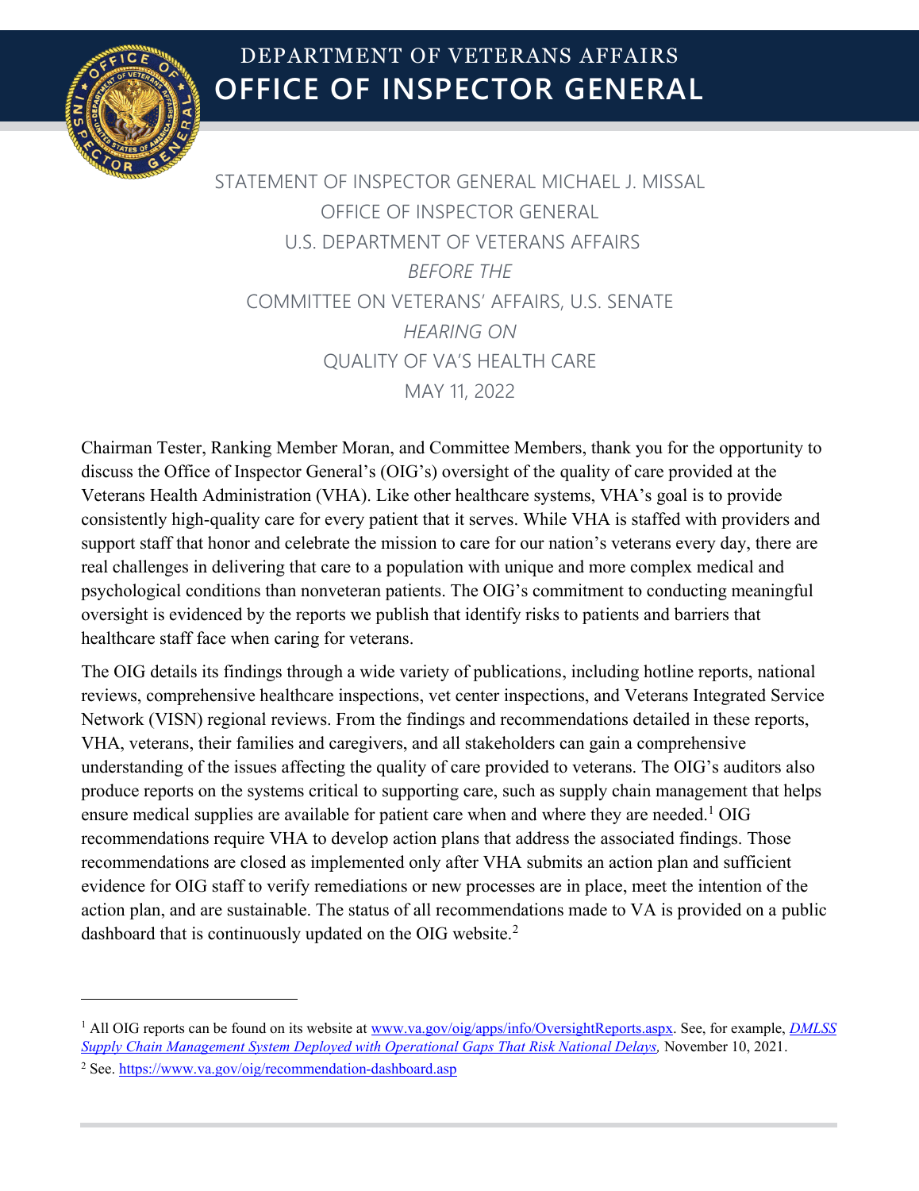# DEPARTMENT OF VETERANS AFFAIRS
# OFFICE OF INSPECTOR GENERAL

STATEMENT OF INSPECTOR GENERAL MICHAEL J. MISSAL
OFFICE OF INSPECTOR GENERAL
U.S. DEPARTMENT OF VETERANS AFFAIRS
*BEFORE THE*
COMMITTEE ON VETERANS' AFFAIRS, U.S. SENATE
*HEARING ON*
QUALITY OF VA'S HEALTH CARE
MAY 11, 2022

Chairman Tester, Ranking Member Moran, and Committee Members, thank you for the opportunity to discuss the Office of Inspector General's (OIG's) oversight of the quality of care provided at the Veterans Health Administration (VHA). Like other healthcare systems, VHA's goal is to provide consistently high-quality care for every patient that it serves. While VHA is staffed with providers and support staff that honor and celebrate the mission to care for our nation's veterans every day, there are real challenges in delivering that care to a population with unique and more complex medical and psychological conditions than nonveteran patients. The OIG's commitment to conducting meaningful oversight is evidenced by the reports we publish that identify risks to patients and barriers that healthcare staff face when caring for veterans.

The OIG details its findings through a wide variety of publications, including hotline reports, national reviews, comprehensive healthcare inspections, vet center inspections, and Veterans Integrated Service Network (VISN) regional reviews. From the findings and recommendations detailed in these reports, VHA, veterans, their families and caregivers, and all stakeholders can gain a comprehensive understanding of the issues affecting the quality of care provided to veterans. The OIG's auditors also produce reports on the systems critical to supporting care, such as supply chain management that helps ensure medical supplies are available for patient care when and where they are needed.[1] OIG recommendations require VHA to develop action plans that address the associated findings. Those recommendations are closed as implemented only after VHA submits an action plan and sufficient evidence for OIG staff to verify remediations or new processes are in place, meet the intention of the action plan, and are sustainable. The status of all recommendations made to VA is provided on a public dashboard that is continuously updated on the OIG website.[2]

---

[1] All OIG reports can be found on its website at www.va.gov/oig/apps/info/OversightReports.aspx. See, for example, *DMLSS Supply Chain Management System Deployed with Operational Gaps That Risk National Delays,* November 10, 2021.

[2] See. https://www.va.gov/oig/recommendation-dashboard.asp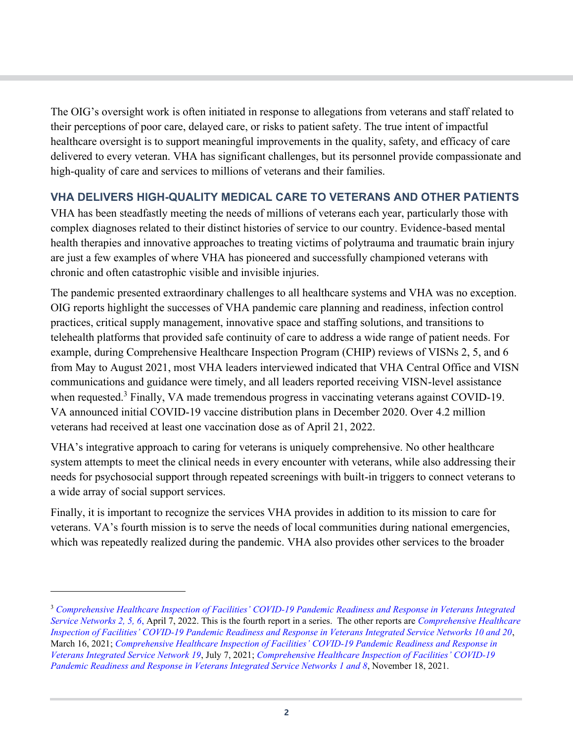The OIG's oversight work is often initiated in response to allegations from veterans and staff related to their perceptions of poor care, delayed care, or risks to patient safety. The true intent of impactful healthcare oversight is to support meaningful improvements in the quality, safety, and efficacy of care delivered to every veteran. VHA has significant challenges, but its personnel provide compassionate and high-quality of care and services to millions of veterans and their families.

## VHA DELIVERS HIGH-QUALITY MEDICAL CARE TO VETERANS AND OTHER PATIENTS

VHA has been steadfastly meeting the needs of millions of veterans each year, particularly those with complex diagnoses related to their distinct histories of service to our country. Evidence-based mental health therapies and innovative approaches to treating victims of polytrauma and traumatic brain injury are just a few examples of where VHA has pioneered and successfully championed veterans with chronic and often catastrophic visible and invisible injuries.

The pandemic presented extraordinary challenges to all healthcare systems and VHA was no exception. OIG reports highlight the successes of VHA pandemic care planning and readiness, infection control practices, critical supply management, innovative space and staffing solutions, and transitions to telehealth platforms that provided safe continuity of care to address a wide range of patient needs. For example, during Comprehensive Healthcare Inspection Program (CHIP) reviews of VISNs 2, 5, and 6 from May to August 2021, most VHA leaders interviewed indicated that VHA Central Office and VISN communications and guidance were timely, and all leaders reported receiving VISN-level assistance when requested.[3] Finally, VA made tremendous progress in vaccinating veterans against COVID-19. VA announced initial COVID-19 vaccine distribution plans in December 2020. Over 4.2 million veterans had received at least one vaccination dose as of April 21, 2022.

VHA's integrative approach to caring for veterans is uniquely comprehensive. No other healthcare system attempts to meet the clinical needs in every encounter with veterans, while also addressing their needs for psychosocial support through repeated screenings with built-in triggers to connect veterans to a wide array of social support services.

Finally, it is important to recognize the services VHA provides in addition to its mission to care for veterans. VA's fourth mission is to serve the needs of local communities during national emergencies, which was repeatedly realized during the pandemic. VHA also provides other services to the broader

---

[3] *Comprehensive Healthcare Inspection of Facilities' COVID-19 Pandemic Readiness and Response in Veterans Integrated Service Networks 2, 5, 6*, April 7, 2022. This is the fourth report in a series. The other reports are *Comprehensive Healthcare Inspection of Facilities' COVID-19 Pandemic Readiness and Response in Veterans Integrated Service Networks 10 and 20*, March 16, 2021; *Comprehensive Healthcare Inspection of Facilities' COVID-19 Pandemic Readiness and Response in Veterans Integrated Service Network 19*, July 7, 2021; *Comprehensive Healthcare Inspection of Facilities' COVID-19 Pandemic Readiness and Response in Veterans Integrated Service Networks 1 and 8*, November 18, 2021.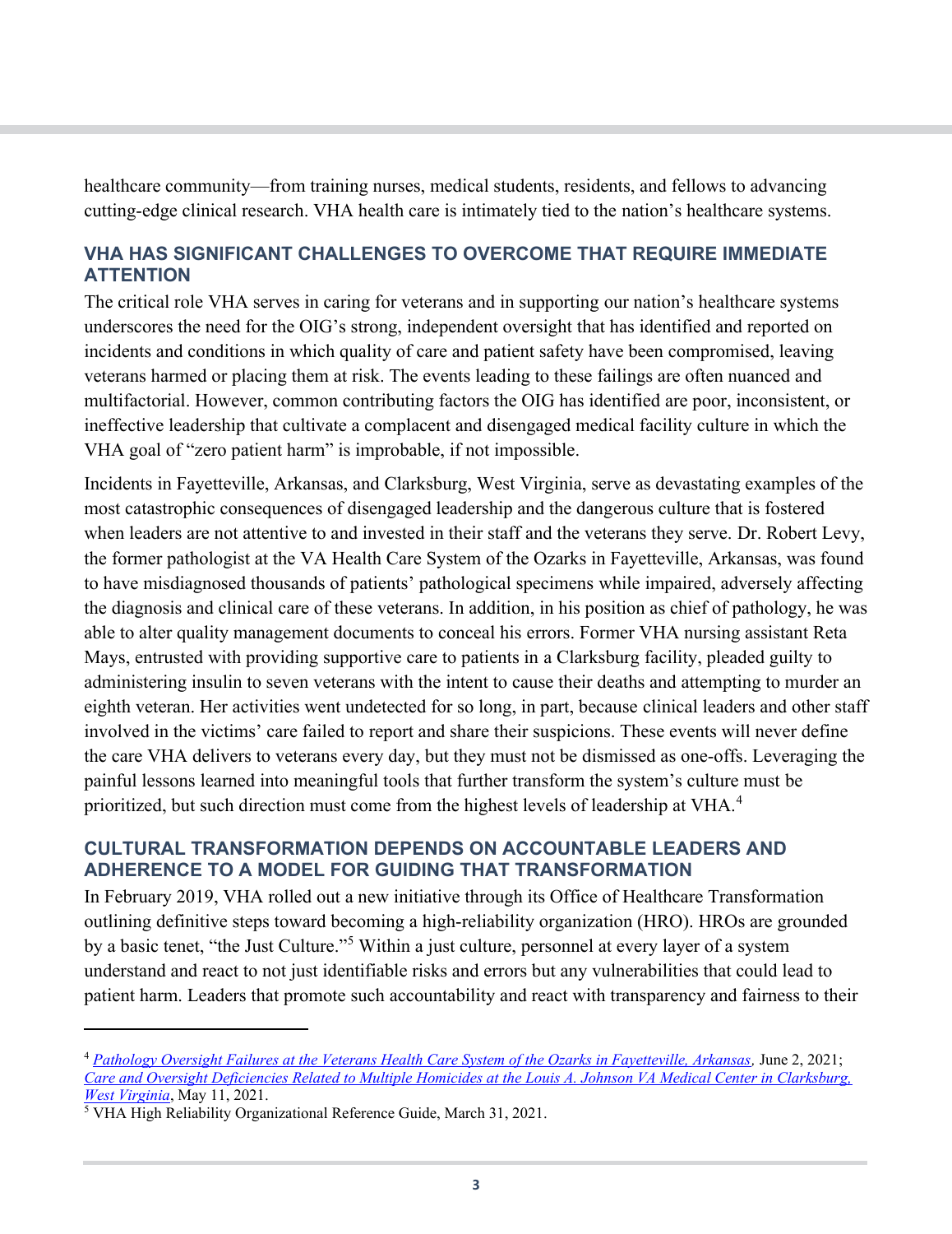healthcare community—from training nurses, medical students, residents, and fellows to advancing cutting-edge clinical research. VHA health care is intimately tied to the nation's healthcare systems.

## VHA HAS SIGNIFICANT CHALLENGES TO OVERCOME THAT REQUIRE IMMEDIATE ATTENTION

The critical role VHA serves in caring for veterans and in supporting our nation's healthcare systems underscores the need for the OIG's strong, independent oversight that has identified and reported on incidents and conditions in which quality of care and patient safety have been compromised, leaving veterans harmed or placing them at risk. The events leading to these failings are often nuanced and multifactorial. However, common contributing factors the OIG has identified are poor, inconsistent, or ineffective leadership that cultivate a complacent and disengaged medical facility culture in which the VHA goal of "zero patient harm" is improbable, if not impossible.

Incidents in Fayetteville, Arkansas, and Clarksburg, West Virginia, serve as devastating examples of the most catastrophic consequences of disengaged leadership and the dangerous culture that is fostered when leaders are not attentive to and invested in their staff and the veterans they serve. Dr. Robert Levy, the former pathologist at the VA Health Care System of the Ozarks in Fayetteville, Arkansas, was found to have misdiagnosed thousands of patients' pathological specimens while impaired, adversely affecting the diagnosis and clinical care of these veterans. In addition, in his position as chief of pathology, he was able to alter quality management documents to conceal his errors. Former VHA nursing assistant Reta Mays, entrusted with providing supportive care to patients in a Clarksburg facility, pleaded guilty to administering insulin to seven veterans with the intent to cause their deaths and attempting to murder an eighth veteran. Her activities went undetected for so long, in part, because clinical leaders and other staff involved in the victims' care failed to report and share their suspicions. These events will never define the care VHA delivers to veterans every day, but they must not be dismissed as one-offs. Leveraging the painful lessons learned into meaningful tools that further transform the system's culture must be prioritized, but such direction must come from the highest levels of leadership at VHA.[4]

## CULTURAL TRANSFORMATION DEPENDS ON ACCOUNTABLE LEADERS AND ADHERENCE TO A MODEL FOR GUIDING THAT TRANSFORMATION

In February 2019, VHA rolled out a new initiative through its Office of Healthcare Transformation outlining definitive steps toward becoming a high-reliability organization (HRO). HROs are grounded by a basic tenet, "the Just Culture."[5] Within a just culture, personnel at every layer of a system understand and react to not just identifiable risks and errors but any vulnerabilities that could lead to patient harm. Leaders that promote such accountability and react with transparency and fairness to their

---

[4] *Pathology Oversight Failures at the Veterans Health Care System of the Ozarks in Fayetteville, Arkansas*, June 2, 2021; *Care and Oversight Deficiencies Related to Multiple Homicides at the Louis A. Johnson VA Medical Center in Clarksburg, West Virginia*, May 11, 2021.

[5] VHA High Reliability Organizational Reference Guide, March 31, 2021.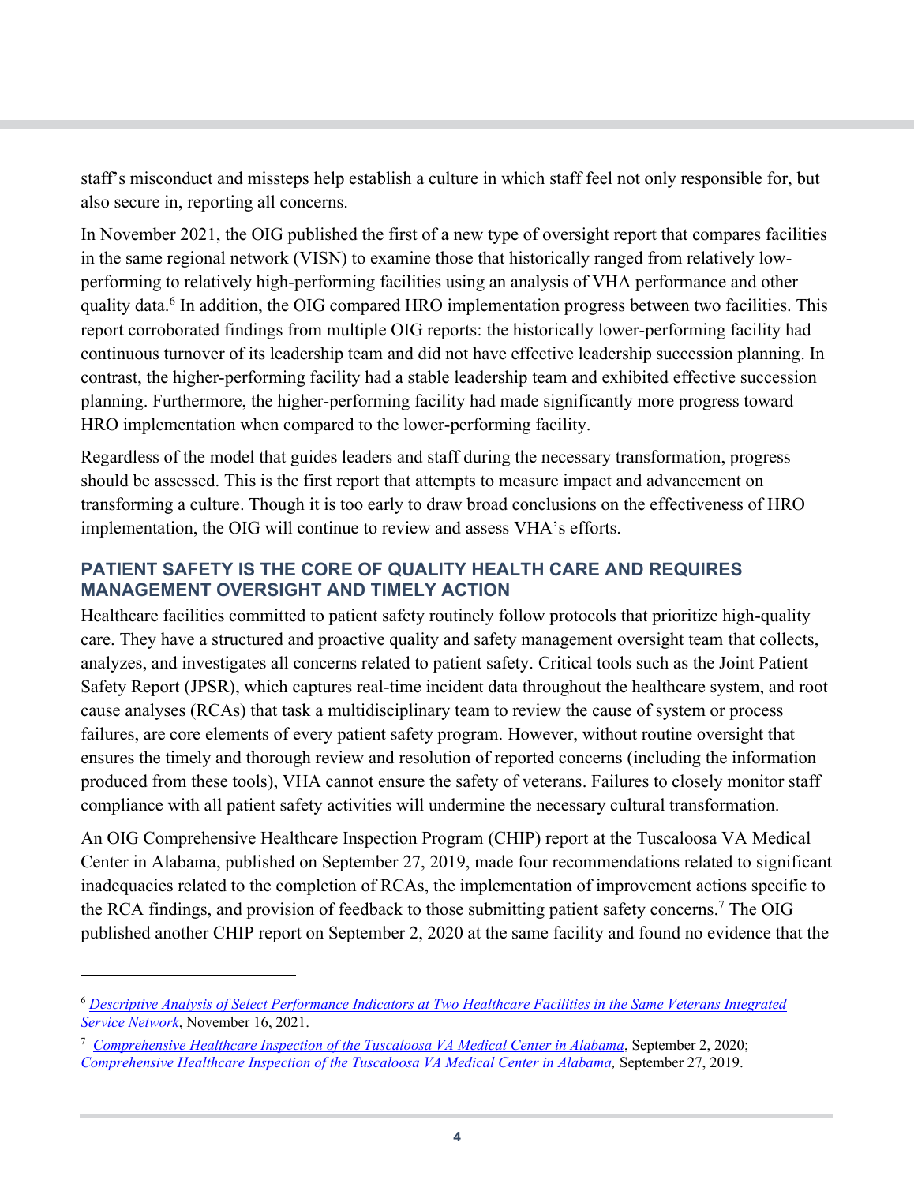staff's misconduct and missteps help establish a culture in which staff feel not only responsible for, but also secure in, reporting all concerns.

In November 2021, the OIG published the first of a new type of oversight report that compares facilities in the same regional network (VISN) to examine those that historically ranged from relatively low-performing to relatively high-performing facilities using an analysis of VHA performance and other quality data.[6] In addition, the OIG compared HRO implementation progress between two facilities. This report corroborated findings from multiple OIG reports: the historically lower-performing facility had continuous turnover of its leadership team and did not have effective leadership succession planning. In contrast, the higher-performing facility had a stable leadership team and exhibited effective succession planning. Furthermore, the higher-performing facility had made significantly more progress toward HRO implementation when compared to the lower-performing facility.

Regardless of the model that guides leaders and staff during the necessary transformation, progress should be assessed. This is the first report that attempts to measure impact and advancement on transforming a culture. Though it is too early to draw broad conclusions on the effectiveness of HRO implementation, the OIG will continue to review and assess VHA's efforts.

## PATIENT SAFETY IS THE CORE OF QUALITY HEALTH CARE AND REQUIRES MANAGEMENT OVERSIGHT AND TIMELY ACTION

Healthcare facilities committed to patient safety routinely follow protocols that prioritize high-quality care. They have a structured and proactive quality and safety management oversight team that collects, analyzes, and investigates all concerns related to patient safety. Critical tools such as the Joint Patient Safety Report (JPSR), which captures real-time incident data throughout the healthcare system, and root cause analyses (RCAs) that task a multidisciplinary team to review the cause of system or process failures, are core elements of every patient safety program. However, without routine oversight that ensures the timely and thorough review and resolution of reported concerns (including the information produced from these tools), VHA cannot ensure the safety of veterans. Failures to closely monitor staff compliance with all patient safety activities will undermine the necessary cultural transformation.

An OIG Comprehensive Healthcare Inspection Program (CHIP) report at the Tuscaloosa VA Medical Center in Alabama, published on September 27, 2019, made four recommendations related to significant inadequacies related to the completion of RCAs, the implementation of improvement actions specific to the RCA findings, and provision of feedback to those submitting patient safety concerns.[7] The OIG published another CHIP report on September 2, 2020 at the same facility and found no evidence that the

---

[6] *Descriptive Analysis of Select Performance Indicators at Two Healthcare Facilities in the Same Veterans Integrated Service Network*, November 16, 2021.

[7] *Comprehensive Healthcare Inspection of the Tuscaloosa VA Medical Center in Alabama*, September 2, 2020; *Comprehensive Healthcare Inspection of the Tuscaloosa VA Medical Center in Alabama,* September 27, 2019.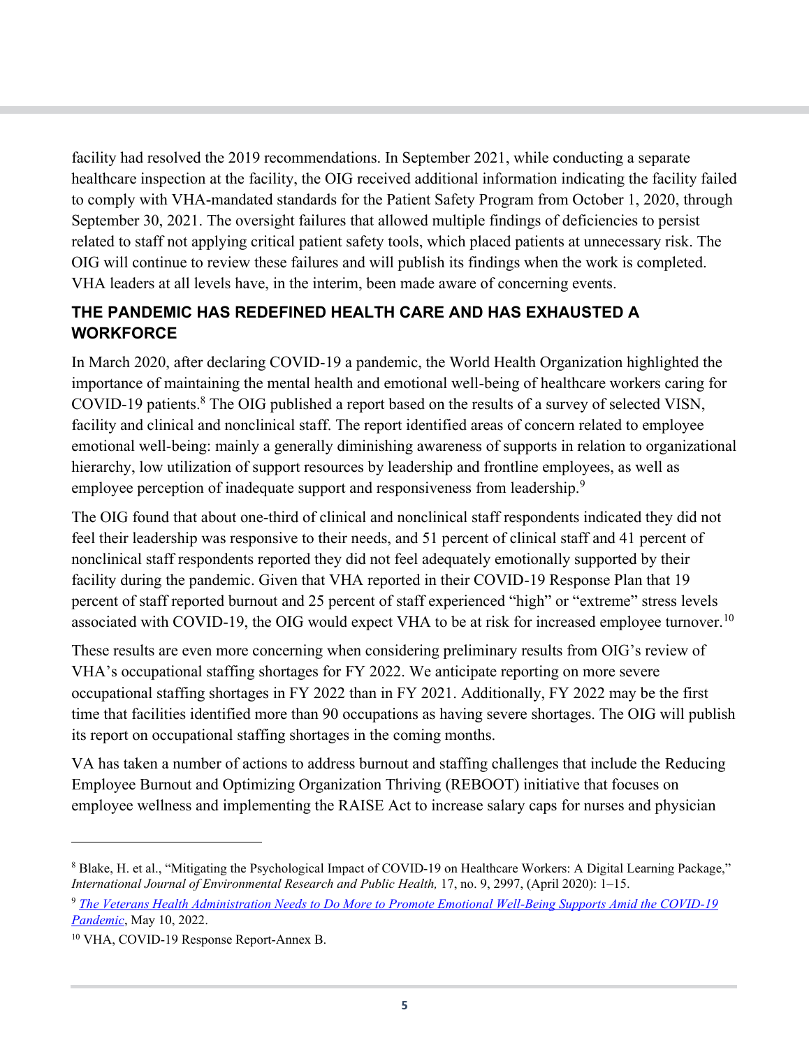facility had resolved the 2019 recommendations. In September 2021, while conducting a separate healthcare inspection at the facility, the OIG received additional information indicating the facility failed to comply with VHA-mandated standards for the Patient Safety Program from October 1, 2020, through September 30, 2021. The oversight failures that allowed multiple findings of deficiencies to persist related to staff not applying critical patient safety tools, which placed patients at unnecessary risk. The OIG will continue to review these failures and will publish its findings when the work is completed. VHA leaders at all levels have, in the interim, been made aware of concerning events.

## THE PANDEMIC HAS REDEFINED HEALTH CARE AND HAS EXHAUSTED A WORKFORCE

In March 2020, after declaring COVID-19 a pandemic, the World Health Organization highlighted the importance of maintaining the mental health and emotional well-being of healthcare workers caring for COVID-19 patients.[8] The OIG published a report based on the results of a survey of selected VISN, facility and clinical and nonclinical staff. The report identified areas of concern related to employee emotional well-being: mainly a generally diminishing awareness of supports in relation to organizational hierarchy, low utilization of support resources by leadership and frontline employees, as well as employee perception of inadequate support and responsiveness from leadership.[9]

The OIG found that about one-third of clinical and nonclinical staff respondents indicated they did not feel their leadership was responsive to their needs, and 51 percent of clinical staff and 41 percent of nonclinical staff respondents reported they did not feel adequately emotionally supported by their facility during the pandemic. Given that VHA reported in their COVID-19 Response Plan that 19 percent of staff reported burnout and 25 percent of staff experienced "high" or "extreme" stress levels associated with COVID-19, the OIG would expect VHA to be at risk for increased employee turnover.[10]

These results are even more concerning when considering preliminary results from OIG's review of VHA's occupational staffing shortages for FY 2022. We anticipate reporting on more severe occupational staffing shortages in FY 2022 than in FY 2021. Additionally, FY 2022 may be the first time that facilities identified more than 90 occupations as having severe shortages. The OIG will publish its report on occupational staffing shortages in the coming months.

VA has taken a number of actions to address burnout and staffing challenges that include the Reducing Employee Burnout and Optimizing Organization Thriving (REBOOT) initiative that focuses on employee wellness and implementing the RAISE Act to increase salary caps for nurses and physician

---

[8] Blake, H. et al., "Mitigating the Psychological Impact of COVID-19 on Healthcare Workers: A Digital Learning Package," *International Journal of Environmental Research and Public Health,* 17, no. 9, 2997, (April 2020): 1–15.

[9] *The Veterans Health Administration Needs to Do More to Promote Emotional Well-Being Supports Amid the COVID-19 Pandemic*, May 10, 2022.

[10] VHA, COVID-19 Response Report-Annex B.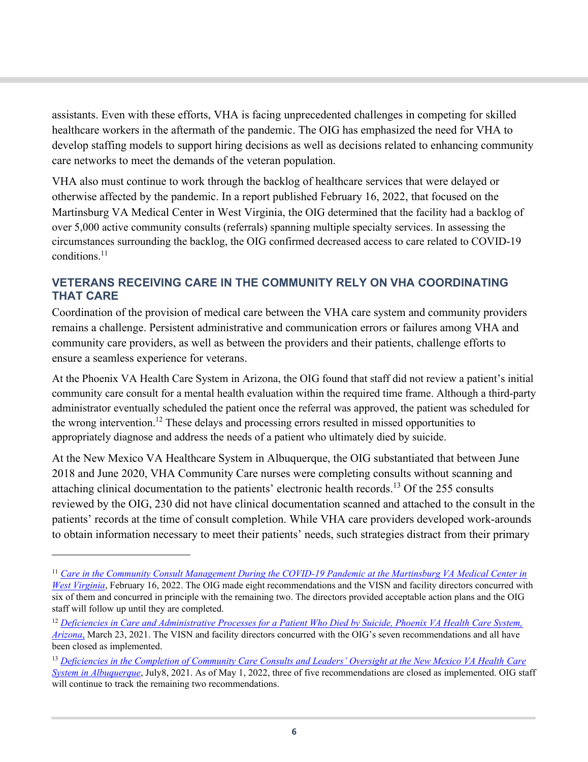assistants. Even with these efforts, VHA is facing unprecedented challenges in competing for skilled healthcare workers in the aftermath of the pandemic. The OIG has emphasized the need for VHA to develop staffing models to support hiring decisions as well as decisions related to enhancing community care networks to meet the demands of the veteran population.

VHA also must continue to work through the backlog of healthcare services that were delayed or otherwise affected by the pandemic. In a report published February 16, 2022, that focused on the Martinsburg VA Medical Center in West Virginia, the OIG determined that the facility had a backlog of over 5,000 active community consults (referrals) spanning multiple specialty services. In assessing the circumstances surrounding the backlog, the OIG confirmed decreased access to care related to COVID-19 conditions.[11]

## VETERANS RECEIVING CARE IN THE COMMUNITY RELY ON VHA COORDINATING THAT CARE

Coordination of the provision of medical care between the VHA care system and community providers remains a challenge. Persistent administrative and communication errors or failures among VHA and community care providers, as well as between the providers and their patients, challenge efforts to ensure a seamless experience for veterans.

At the Phoenix VA Health Care System in Arizona, the OIG found that staff did not review a patient's initial community care consult for a mental health evaluation within the required time frame. Although a third-party administrator eventually scheduled the patient once the referral was approved, the patient was scheduled for the wrong intervention.[12] These delays and processing errors resulted in missed opportunities to appropriately diagnose and address the needs of a patient who ultimately died by suicide.

At the New Mexico VA Healthcare System in Albuquerque, the OIG substantiated that between June 2018 and June 2020, VHA Community Care nurses were completing consults without scanning and attaching clinical documentation to the patients' electronic health records.[13] Of the 255 consults reviewed by the OIG, 230 did not have clinical documentation scanned and attached to the consult in the patients' records at the time of consult completion. While VHA care providers developed work-arounds to obtain information necessary to meet their patients' needs, such strategies distract from their primary

---

[11] *Care in the Community Consult Management During the COVID-19 Pandemic at the Martinsburg VA Medical Center in West Virginia*, February 16, 2022. The OIG made eight recommendations and the VISN and facility directors concurred with six of them and concurred in principle with the remaining two. The directors provided acceptable action plans and the OIG staff will follow up until they are completed.

[12] *Deficiencies in Care and Administrative Processes for a Patient Who Died by Suicide, Phoenix VA Health Care System, Arizona,* March 23, 2021. The VISN and facility directors concurred with the OIG's seven recommendations and all have been closed as implemented.

[13] *Deficiencies in the Completion of Community Care Consults and Leaders' Oversight at the New Mexico VA Health Care System in Albuquerque*, July8, 2021. As of May 1, 2022, three of five recommendations are closed as implemented. OIG staff will continue to track the remaining two recommendations.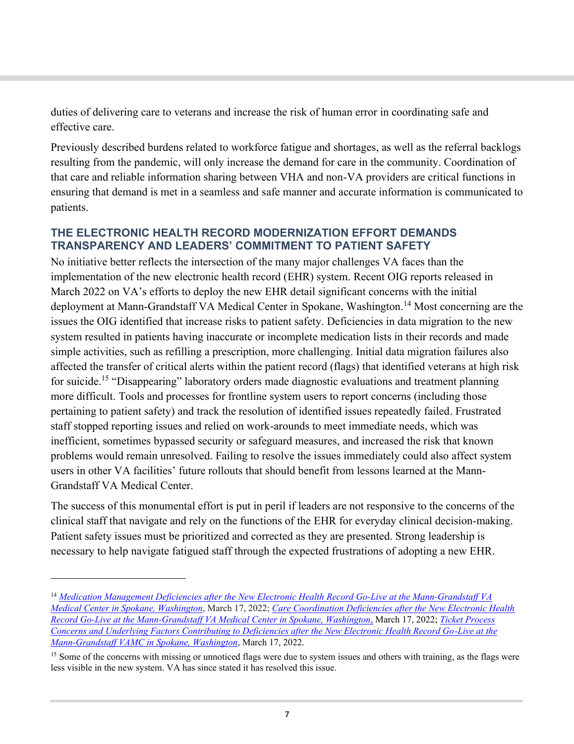duties of delivering care to veterans and increase the risk of human error in coordinating safe and effective care.

Previously described burdens related to workforce fatigue and shortages, as well as the referral backlogs resulting from the pandemic, will only increase the demand for care in the community. Coordination of that care and reliable information sharing between VHA and non-VA providers are critical functions in ensuring that demand is met in a seamless and safe manner and accurate information is communicated to patients.

## THE ELECTRONIC HEALTH RECORD MODERNIZATION EFFORT DEMANDS TRANSPARENCY AND LEADERS' COMMITMENT TO PATIENT SAFETY

No initiative better reflects the intersection of the many major challenges VA faces than the implementation of the new electronic health record (EHR) system. Recent OIG reports released in March 2022 on VA's efforts to deploy the new EHR detail significant concerns with the initial deployment at Mann-Grandstaff VA Medical Center in Spokane, Washington.[14] Most concerning are the issues the OIG identified that increase risks to patient safety. Deficiencies in data migration to the new system resulted in patients having inaccurate or incomplete medication lists in their records and made simple activities, such as refilling a prescription, more challenging. Initial data migration failures also affected the transfer of critical alerts within the patient record (flags) that identified veterans at high risk for suicide.[15] "Disappearing" laboratory orders made diagnostic evaluations and treatment planning more difficult. Tools and processes for frontline system users to report concerns (including those pertaining to patient safety) and track the resolution of identified issues repeatedly failed. Frustrated staff stopped reporting issues and relied on work-arounds to meet immediate needs, which was inefficient, sometimes bypassed security or safeguard measures, and increased the risk that known problems would remain unresolved. Failing to resolve the issues immediately could also affect system users in other VA facilities' future rollouts that should benefit from lessons learned at the Mann-Grandstaff VA Medical Center.

The success of this monumental effort is put in peril if leaders are not responsive to the concerns of the clinical staff that navigate and rely on the functions of the EHR for everyday clinical decision-making. Patient safety issues must be prioritized and corrected as they are presented. Strong leadership is necessary to help navigate fatigued staff through the expected frustrations of adopting a new EHR.

---

[14] *Medication Management Deficiencies after the New Electronic Health Record Go-Live at the Mann-Grandstaff VA Medical Center in Spokane, Washington*, March 17, 2022; *Care Coordination Deficiencies after the New Electronic Health Record Go-Live at the Mann-Grandstaff VA Medical Center in Spokane, Washington*, March 17, 2022; *Ticket Process Concerns and Underlying Factors Contributing to Deficiencies after the New Electronic Health Record Go-Live at the Mann-Grandstaff VAMC in Spokane, Washington*, March 17, 2022.

[15] Some of the concerns with missing or unnoticed flags were due to system issues and others with training, as the flags were less visible in the new system. VA has since stated it has resolved this issue.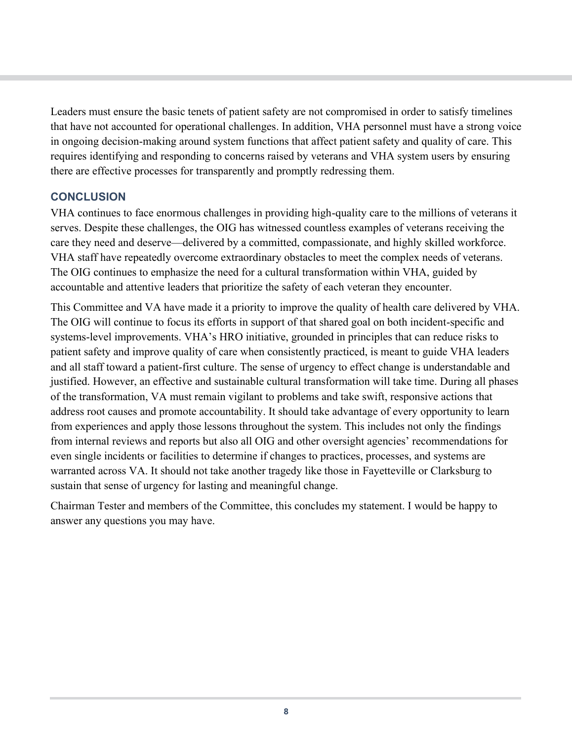Leaders must ensure the basic tenets of patient safety are not compromised in order to satisfy timelines that have not accounted for operational challenges. In addition, VHA personnel must have a strong voice in ongoing decision-making around system functions that affect patient safety and quality of care. This requires identifying and responding to concerns raised by veterans and VHA system users by ensuring there are effective processes for transparently and promptly redressing them.

## CONCLUSION

VHA continues to face enormous challenges in providing high-quality care to the millions of veterans it serves. Despite these challenges, the OIG has witnessed countless examples of veterans receiving the care they need and deserve—delivered by a committed, compassionate, and highly skilled workforce. VHA staff have repeatedly overcome extraordinary obstacles to meet the complex needs of veterans. The OIG continues to emphasize the need for a cultural transformation within VHA, guided by accountable and attentive leaders that prioritize the safety of each veteran they encounter.

This Committee and VA have made it a priority to improve the quality of health care delivered by VHA. The OIG will continue to focus its efforts in support of that shared goal on both incident-specific and systems-level improvements. VHA's HRO initiative, grounded in principles that can reduce risks to patient safety and improve quality of care when consistently practiced, is meant to guide VHA leaders and all staff toward a patient-first culture. The sense of urgency to effect change is understandable and justified. However, an effective and sustainable cultural transformation will take time. During all phases of the transformation, VA must remain vigilant to problems and take swift, responsive actions that address root causes and promote accountability. It should take advantage of every opportunity to learn from experiences and apply those lessons throughout the system. This includes not only the findings from internal reviews and reports but also all OIG and other oversight agencies' recommendations for even single incidents or facilities to determine if changes to practices, processes, and systems are warranted across VA. It should not take another tragedy like those in Fayetteville or Clarksburg to sustain that sense of urgency for lasting and meaningful change.

Chairman Tester and members of the Committee, this concludes my statement. I would be happy to answer any questions you may have.